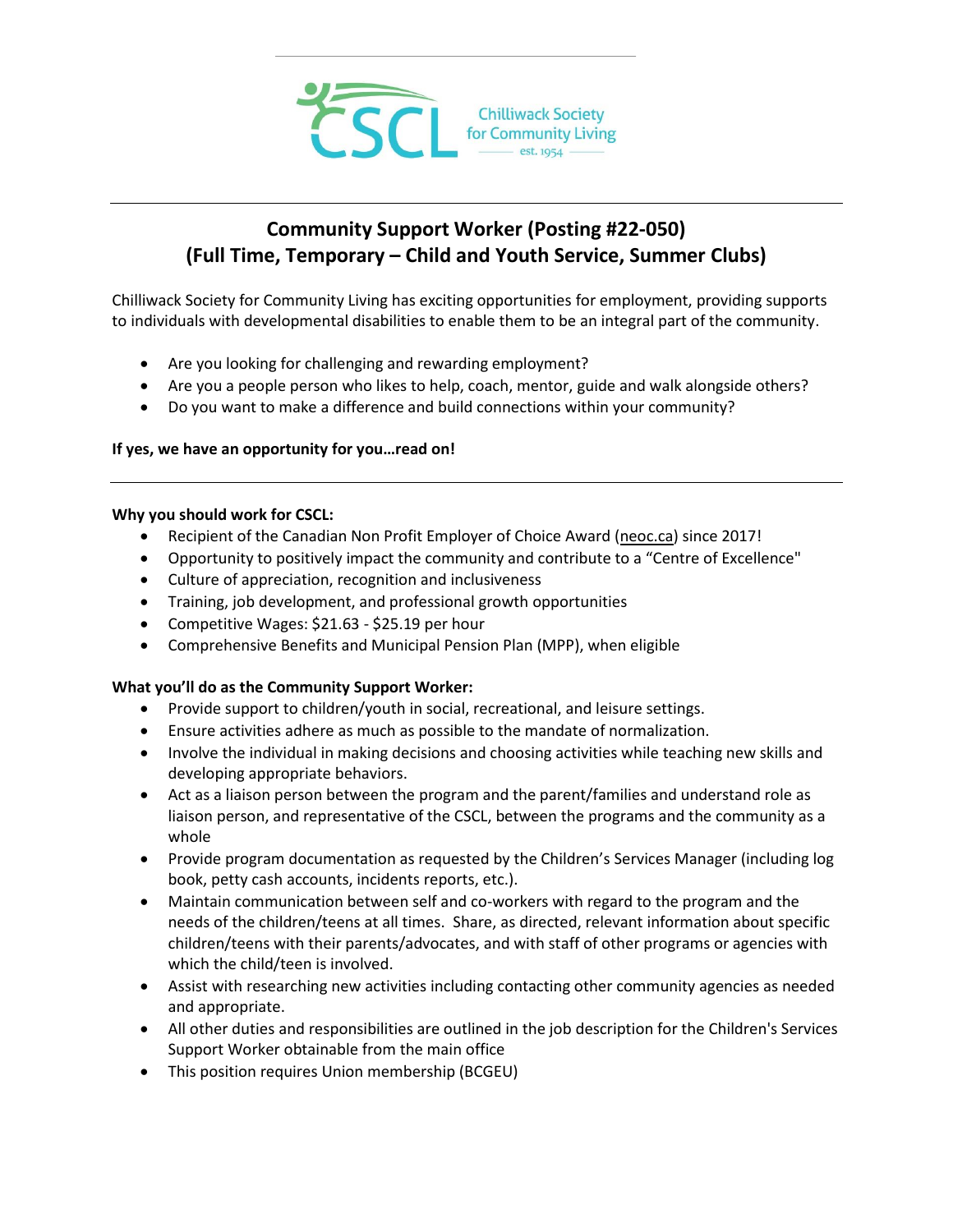Chilliwack Society for Community Living
est. 1954

# Community Support Worker (Posting #22-050)
## (Full Time, Temporary – Child and Youth Service, Summer Clubs)

Chilliwack Society for Community Living has exciting opportunities for employment, providing supports to individuals with developmental disabilities to enable them to be an integral part of the community.

- Are you looking for challenging and rewarding employment?
- Are you a people person who likes to help, coach, mentor, guide and walk alongside others?
- Do you want to make a difference and build connections within your community?

**If yes, we have an opportunity for you…read on!**

---

**Why you should work for CSCL:**

- Recipient of the Canadian Non Profit Employer of Choice Award (neoc.ca) since 2017!
- Opportunity to positively impact the community and contribute to a "Centre of Excellence"
- Culture of appreciation, recognition and inclusiveness
- Training, job development, and professional growth opportunities
- Competitive Wages: $21.63 - $25.19 per hour
- Comprehensive Benefits and Municipal Pension Plan (MPP), when eligible

**What you'll do as the Community Support Worker:**

- Provide support to children/youth in social, recreational, and leisure settings.
- Ensure activities adhere as much as possible to the mandate of normalization.
- Involve the individual in making decisions and choosing activities while teaching new skills and developing appropriate behaviors.
- Act as a liaison person between the program and the parent/families and understand role as liaison person, and representative of the CSCL, between the programs and the community as a whole
- Provide program documentation as requested by the Children's Services Manager (including log book, petty cash accounts, incidents reports, etc.).
- Maintain communication between self and co-workers with regard to the program and the needs of the children/teens at all times. Share, as directed, relevant information about specific children/teens with their parents/advocates, and with staff of other programs or agencies with which the child/teen is involved.
- Assist with researching new activities including contacting other community agencies as needed and appropriate.
- All other duties and responsibilities are outlined in the job description for the Children's Services Support Worker obtainable from the main office
- This position requires Union membership (BCGEU)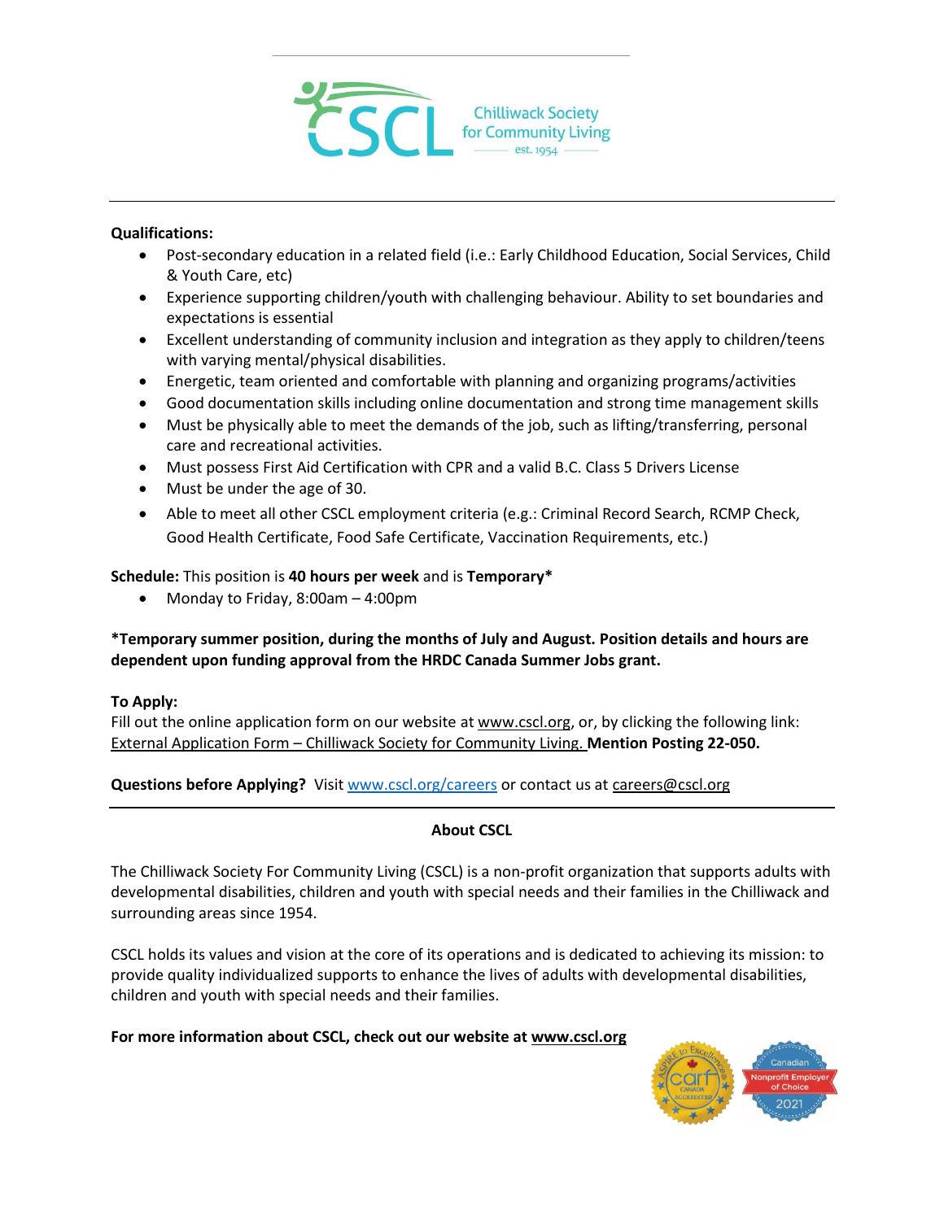**Qualifications:**

- Post-secondary education in a related field (i.e.: Early Childhood Education, Social Services, Child & Youth Care, etc)
- Experience supporting children/youth with challenging behaviour. Ability to set boundaries and expectations is essential
- Excellent understanding of community inclusion and integration as they apply to children/teens with varying mental/physical disabilities.
- Energetic, team oriented and comfortable with planning and organizing programs/activities
- Good documentation skills including online documentation and strong time management skills
- Must be physically able to meet the demands of the job, such as lifting/transferring, personal care and recreational activities.
- Must possess First Aid Certification with CPR and a valid B.C. Class 5 Drivers License
- Must be under the age of 30.
- Able to meet all other CSCL employment criteria (e.g.: Criminal Record Search, RCMP Check, Good Health Certificate, Food Safe Certificate, Vaccination Requirements, etc.)

**Schedule:** This position is **40 hours per week** and is **Temporary***

- Monday to Friday, 8:00am – 4:00pm

***Temporary summer position, during the months of July and August. Position details and hours are dependent upon funding approval from the HRDC Canada Summer Jobs grant.**

**To Apply:**
Fill out the online application form on our website at www.cscl.org, or, by clicking the following link: External Application Form – Chilliwack Society for Community Living. **Mention Posting 22-050.**

**Questions before Applying?** Visit www.cscl.org/careers or contact us at careers@cscl.org

**About CSCL**

The Chilliwack Society For Community Living (CSCL) is a non-profit organization that supports adults with developmental disabilities, children and youth with special needs and their families in the Chilliwack and surrounding areas since 1954.

CSCL holds its values and vision at the core of its operations and is dedicated to achieving its mission: to provide quality individualized supports to enhance the lives of adults with developmental disabilities, children and youth with special needs and their families.

**For more information about CSCL, check out our website at www.cscl.org**